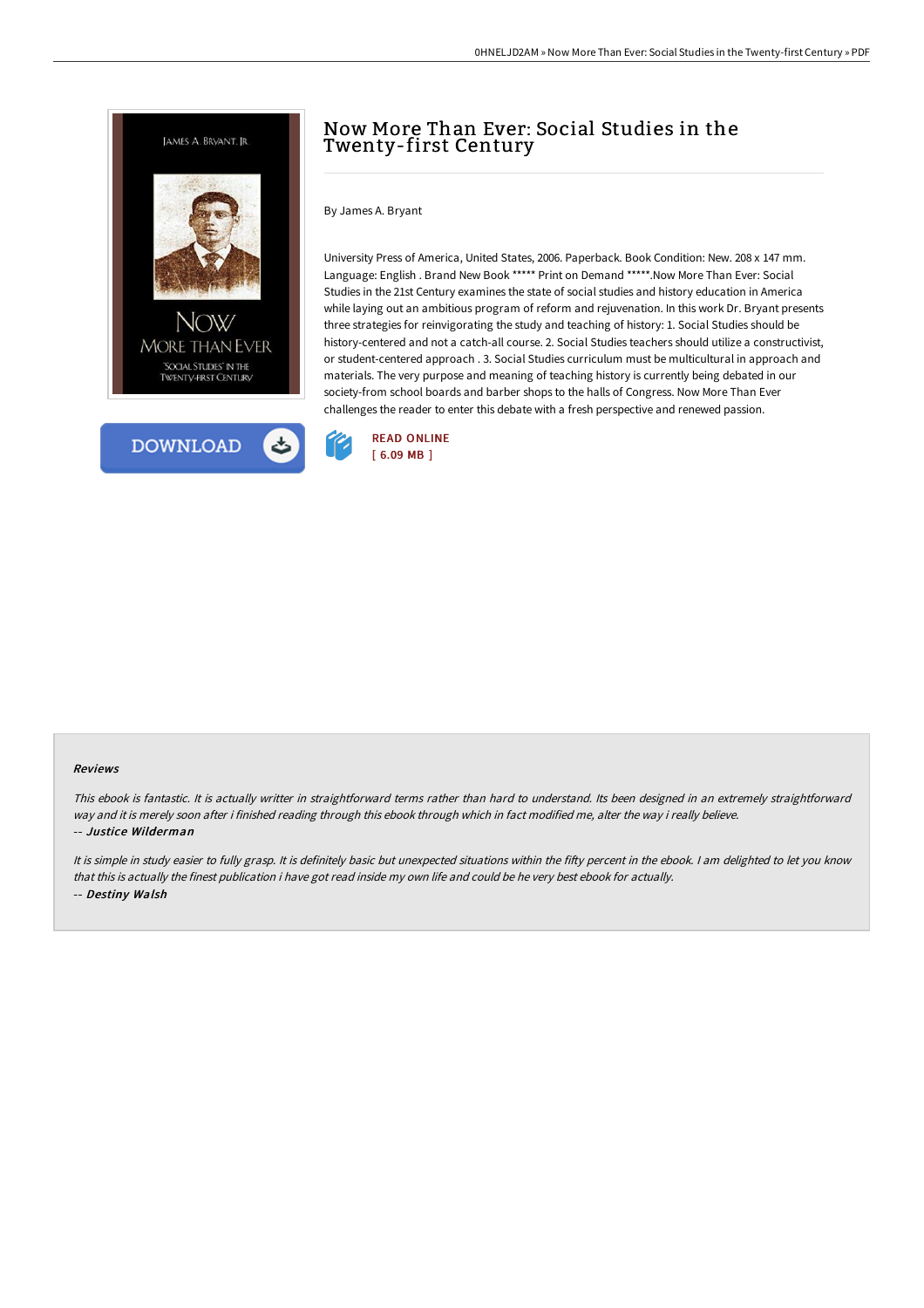# Now More Than Ever: Social Studies in the Twenty-first Century

By James A. Bryant

University Press of America, United States, 2006. Paperback. Book Condition: New. 208 x 147 mm. Language: English . Brand New Book ***** Print on Demand *****.Now More Than Ever: Social Studies in the 21st Century examines the state of social studies and history education in America while laying out an ambitious program of reform and rejuvenation. In this work Dr. Bryant presents three strategies for reinvigorating the study and teaching of history: 1. Social Studies should be history-centered and not a catch-all course. 2. Social Studies teachers should utilize a constructivist, or student-centered approach . 3. Social Studies curriculum must be multicultural in approach and materials. The very purpose and meaning of teaching history is currently being debated in our society-from school boards and barber shops to the halls of Congress. Now More Than Ever challenges the reader to enter this debate with a fresh perspective and renewed passion.

DOWNLOAD

READ ONLINE
[ 6.09 MB ]

#### Reviews

*This ebook is fantastic. It is actually writter in straightforward terms rather than hard to understand. Its been designed in an extremely straightforward way and it is merely soon after i finished reading through this ebook through which in fact modified me, alter the way i really believe.*
-- ***Justice Wilderman***

*It is simple in study easier to fully grasp. It is definitely basic but unexpected situations within the fifty percent in the ebook. I am delighted to let you know that this is actually the finest publication i have got read inside my own life and could be he very best ebook for actually.*
-- ***Destiny Walsh***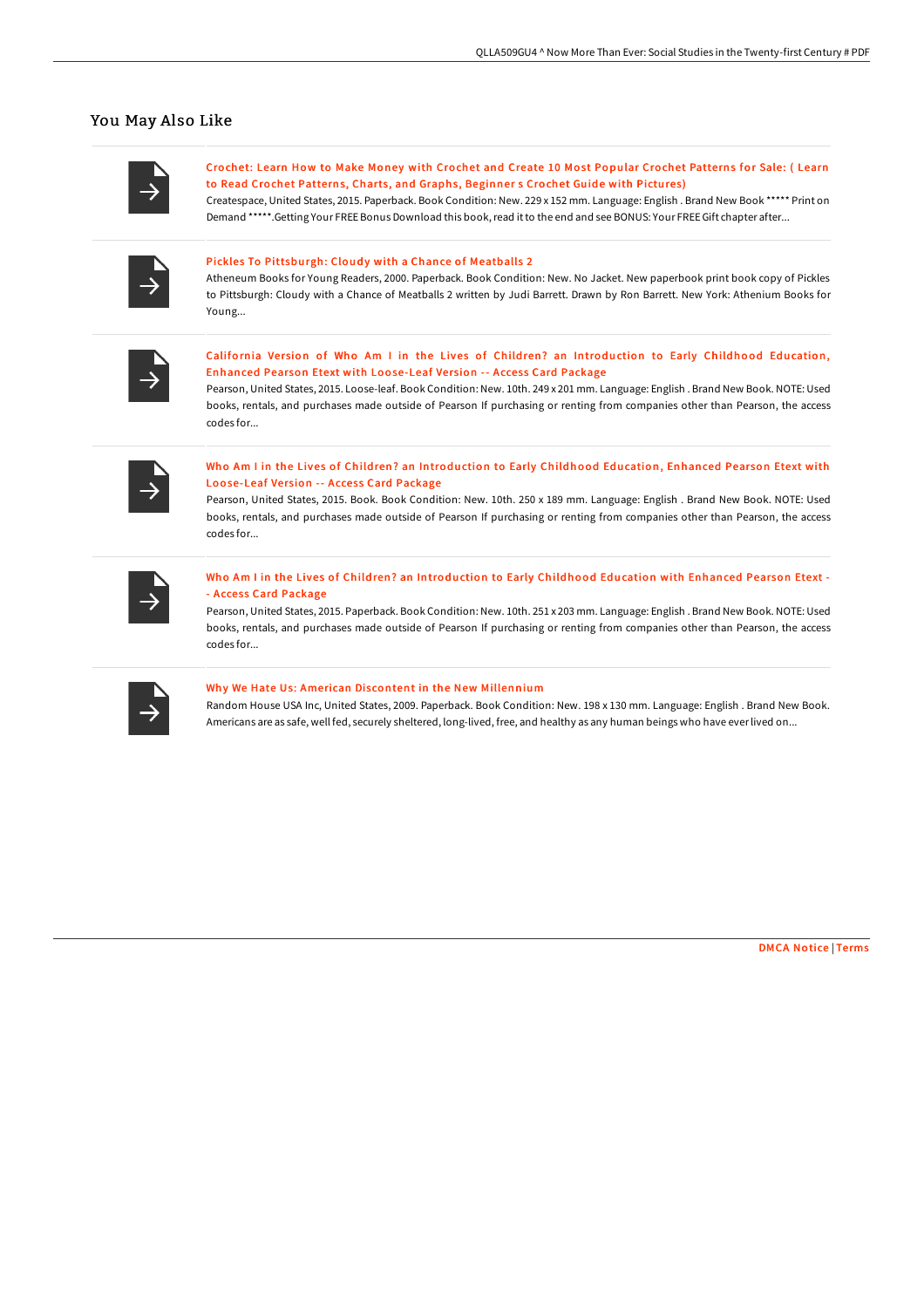## You May Also Like

**Crochet: Learn How to Make Money with Crochet and Create 10 Most Popular Crochet Patterns for Sale: ( Learn to Read Crochet Patterns, Charts, and Graphs, Beginner s Crochet Guide with Pictures)**

Createspace, United States, 2015. Paperback. Book Condition: New. 229 x 152 mm. Language: English . Brand New Book ***** Print on Demand *****.Getting Your FREE Bonus Download this book, read it to the end and see BONUS: Your FREE Gift chapter after...

**Pickles To Pittsburgh: Cloudy with a Chance of Meatballs 2**

Atheneum Books for Young Readers, 2000. Paperback. Book Condition: New. No Jacket. New paperbook print book copy of Pickles to Pittsburgh: Cloudy with a Chance of Meatballs 2 written by Judi Barrett. Drawn by Ron Barrett. New York: Athenium Books for Young...

**California Version of Who Am I in the Lives of Children? an Introduction to Early Childhood Education, Enhanced Pearson Etext with Loose-Leaf Version -- Access Card Package**

Pearson, United States, 2015. Loose-leaf. Book Condition: New. 10th. 249 x 201 mm. Language: English . Brand New Book. NOTE: Used books, rentals, and purchases made outside of Pearson If purchasing or renting from companies other than Pearson, the access codes for...

**Who Am I in the Lives of Children? an Introduction to Early Childhood Education, Enhanced Pearson Etext with Loose-Leaf Version -- Access Card Package**

Pearson, United States, 2015. Book. Book Condition: New. 10th. 250 x 189 mm. Language: English . Brand New Book. NOTE: Used books, rentals, and purchases made outside of Pearson If purchasing or renting from companies other than Pearson, the access codes for...

**Who Am I in the Lives of Children? an Introduction to Early Childhood Education with Enhanced Pearson Etext -- Access Card Package**

Pearson, United States, 2015. Paperback. Book Condition: New. 10th. 251 x 203 mm. Language: English . Brand New Book. NOTE: Used books, rentals, and purchases made outside of Pearson If purchasing or renting from companies other than Pearson, the access codes for...

**Why We Hate Us: American Discontent in the New Millennium**

Random House USA Inc, United States, 2009. Paperback. Book Condition: New. 198 x 130 mm. Language: English . Brand New Book. Americans are as safe, well fed, securely sheltered, long-lived, free, and healthy as any human beings who have ever lived on...

DMCA Notice | Terms